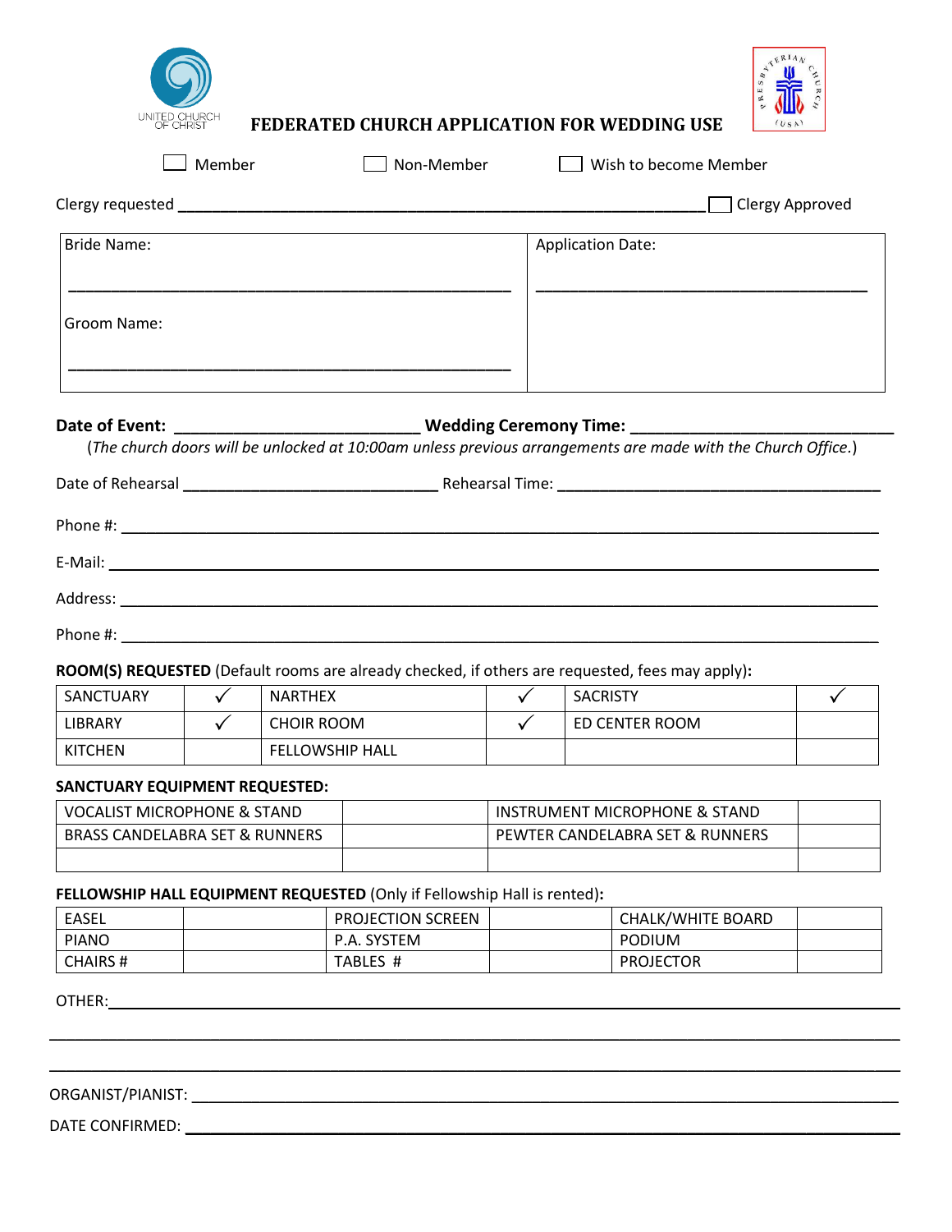UNITED CHURCH OF CHRIST

# FEDERATED CHURCH APPLICATION FOR WEDDING USE

PRESBYTERIAN CHURCH (USA)

☐ Member ☐ Non-Member ☐ Wish to become Member

Clergy requested ______________________________ ☐ Clergy Approved

| Bride Name: ______________________________ | Application Date: ______________________________ |
|---|---|
| Groom Name: ______________________________ | |

**Date of Event:** ______________ **Wedding Ceremony Time:** ______________

(*The church doors will be unlocked at 10:00am unless previous arrangements are made with the Church Office*.)

Date of Rehearsal ______________ Rehearsal Time: ______________

Phone #: ______________________________

E-Mail: ______________________________

Address: ______________________________

Phone #: ______________________________

**ROOM(S) REQUESTED** (Default rooms are already checked, if others are requested, fees may apply)**:**

| SANCTUARY | ✓ | NARTHEX | ✓ | SACRISTY | ✓ |
|---|---|---|---|---|---|
| LIBRARY | ✓ | CHOIR ROOM | ✓ | ED CENTER ROOM | |
| KITCHEN | | FELLOWSHIP HALL | | | |

**SANCTUARY EQUIPMENT REQUESTED:**

| VOCALIST MICROPHONE & STAND | | INSTRUMENT MICROPHONE & STAND | |
|---|---|---|---|
| BRASS CANDELABRA SET & RUNNERS | | PEWTER CANDELABRA SET & RUNNERS | |
| | | | |

**FELLOWSHIP HALL EQUIPMENT REQUESTED** (Only if Fellowship Hall is rented)**:**

| EASEL | | PROJECTION SCREEN | | CHALK/WHITE BOARD | |
|---|---|---|---|---|---|
| PIANO | | P.A. SYSTEM | | PODIUM | |
| CHAIRS # | | TABLES # | | PROJECTOR | |

OTHER: ______________________________

______________________________

______________________________

ORGANIST/PIANIST: ______________________________

DATE CONFIRMED: ______________________________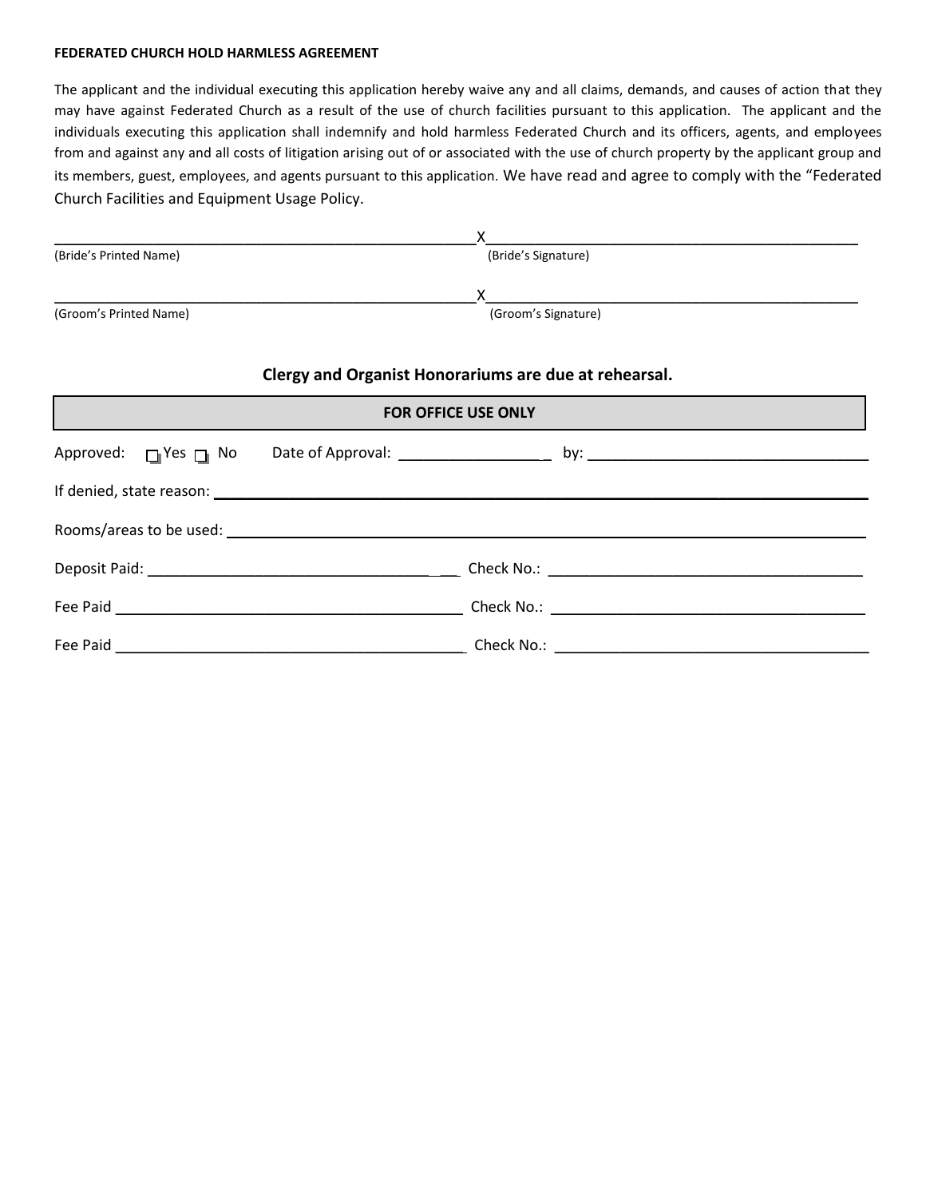**FEDERATED CHURCH HOLD HARMLESS AGREEMENT**

The applicant and the individual executing this application hereby waive any and all claims, demands, and causes of action that they may have against Federated Church as a result of the use of church facilities pursuant to this application. The applicant and the individuals executing this application shall indemnify and hold harmless Federated Church and its officers, agents, and employees from and against any and all costs of litigation arising out of or associated with the use of church property by the applicant group and its members, guest, employees, and agents pursuant to this application. We have read and agree to comply with the "Federated Church Facilities and Equipment Usage Policy.

\_\_\_\_\_\_\_\_\_\_\_\_\_\_\_\_\_\_\_\_\_\_\_\_\_\_\_\_\_\_\_\_\_\_\_\_\_\_\_\_\_\_\_ X\_\_\_\_\_\_\_\_\_\_\_\_\_\_\_\_\_\_\_\_\_\_\_\_\_\_\_\_\_\_\_\_\_\_\_\_\_\_\_\_\_\_\_
(Bride's Printed Name) (Bride's Signature)

\_\_\_\_\_\_\_\_\_\_\_\_\_\_\_\_\_\_\_\_\_\_\_\_\_\_\_\_\_\_\_\_\_\_\_\_\_\_\_\_\_\_\_ X\_\_\_\_\_\_\_\_\_\_\_\_\_\_\_\_\_\_\_\_\_\_\_\_\_\_\_\_\_\_\_\_\_\_\_\_\_\_\_\_\_\_\_
(Groom's Printed Name) (Groom's Signature)

**Clergy and Organist Honorariums are due at rehearsal.**

**FOR OFFICE USE ONLY**

Approved: ☐ Yes ☐ No Date of Approval: \_\_\_\_\_\_\_\_\_\_\_\_\_\_\_\_\_\_ by: \_\_\_\_\_\_\_\_\_\_\_\_\_\_\_\_\_\_\_\_\_\_\_\_\_\_\_\_\_\_\_\_

If denied, state reason: \_\_\_\_\_\_\_\_\_\_\_\_\_\_\_\_\_\_\_\_\_\_\_\_\_\_\_\_\_\_\_\_\_\_\_\_\_\_\_\_\_\_\_\_\_\_\_\_\_\_\_\_\_\_\_\_\_\_\_\_

Rooms/areas to be used: \_\_\_\_\_\_\_\_\_\_\_\_\_\_\_\_\_\_\_\_\_\_\_\_\_\_\_\_\_\_\_\_\_\_\_\_\_\_\_\_\_\_\_\_\_\_\_\_\_\_\_\_\_\_\_\_\_\_\_\_

Deposit Paid: \_\_\_\_\_\_\_\_\_\_\_\_\_\_\_\_\_\_\_\_\_\_\_\_\_\_\_\_\_\_\_\_\_\_ Check No.: \_\_\_\_\_\_\_\_\_\_\_\_\_\_\_\_\_\_\_\_\_\_\_\_\_\_\_\_\_\_\_\_\_\_

Fee Paid \_\_\_\_\_\_\_\_\_\_\_\_\_\_\_\_\_\_\_\_\_\_\_\_\_\_\_\_\_\_\_\_\_\_\_\_\_\_\_\_ Check No.: \_\_\_\_\_\_\_\_\_\_\_\_\_\_\_\_\_\_\_\_\_\_\_\_\_\_\_\_\_\_\_\_\_\_

Fee Paid \_\_\_\_\_\_\_\_\_\_\_\_\_\_\_\_\_\_\_\_\_\_\_\_\_\_\_\_\_\_\_\_\_\_\_\_\_\_\_\_ Check No.: \_\_\_\_\_\_\_\_\_\_\_\_\_\_\_\_\_\_\_\_\_\_\_\_\_\_\_\_\_\_\_\_\_\_